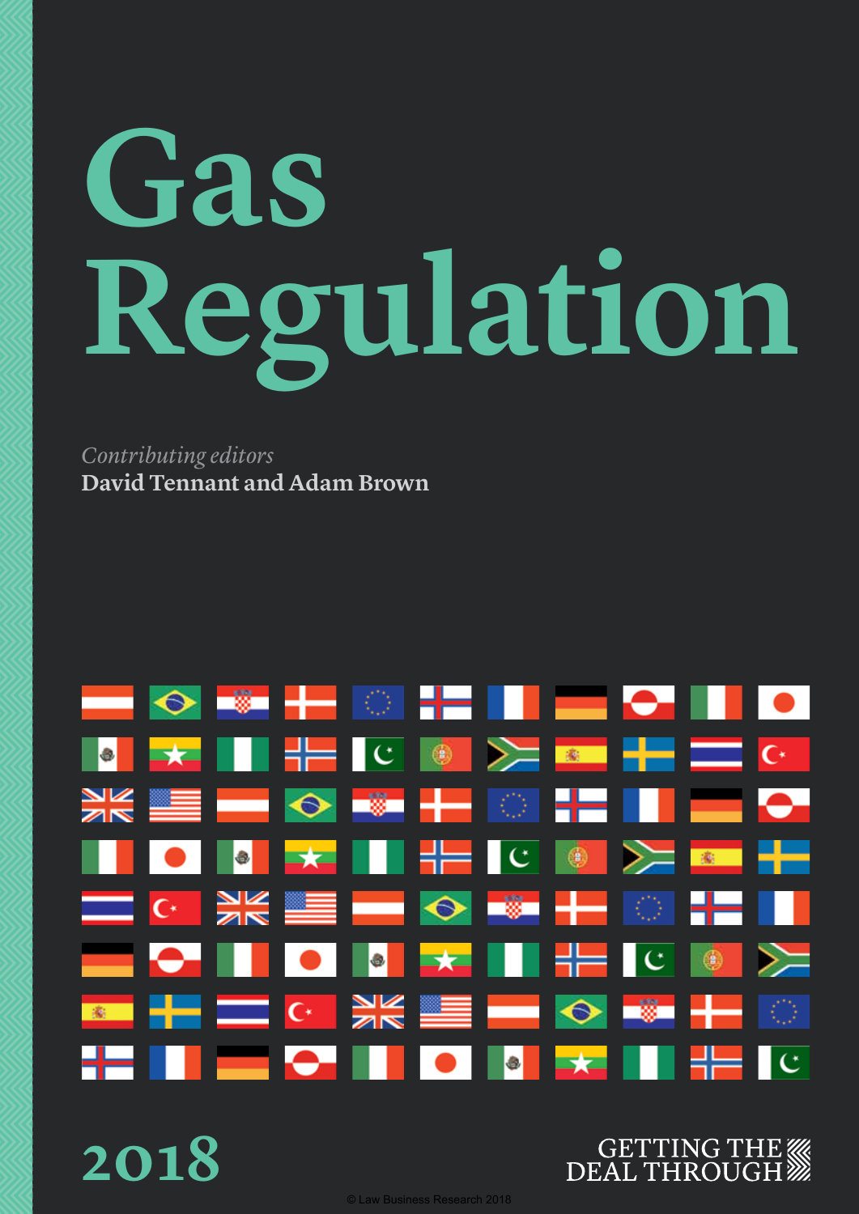# Gas Regulation

*Contributing editors*
**David Tennant and Adam Brown**

2018

GETTING THE DEAL THROUGH

© Law Business Research 2018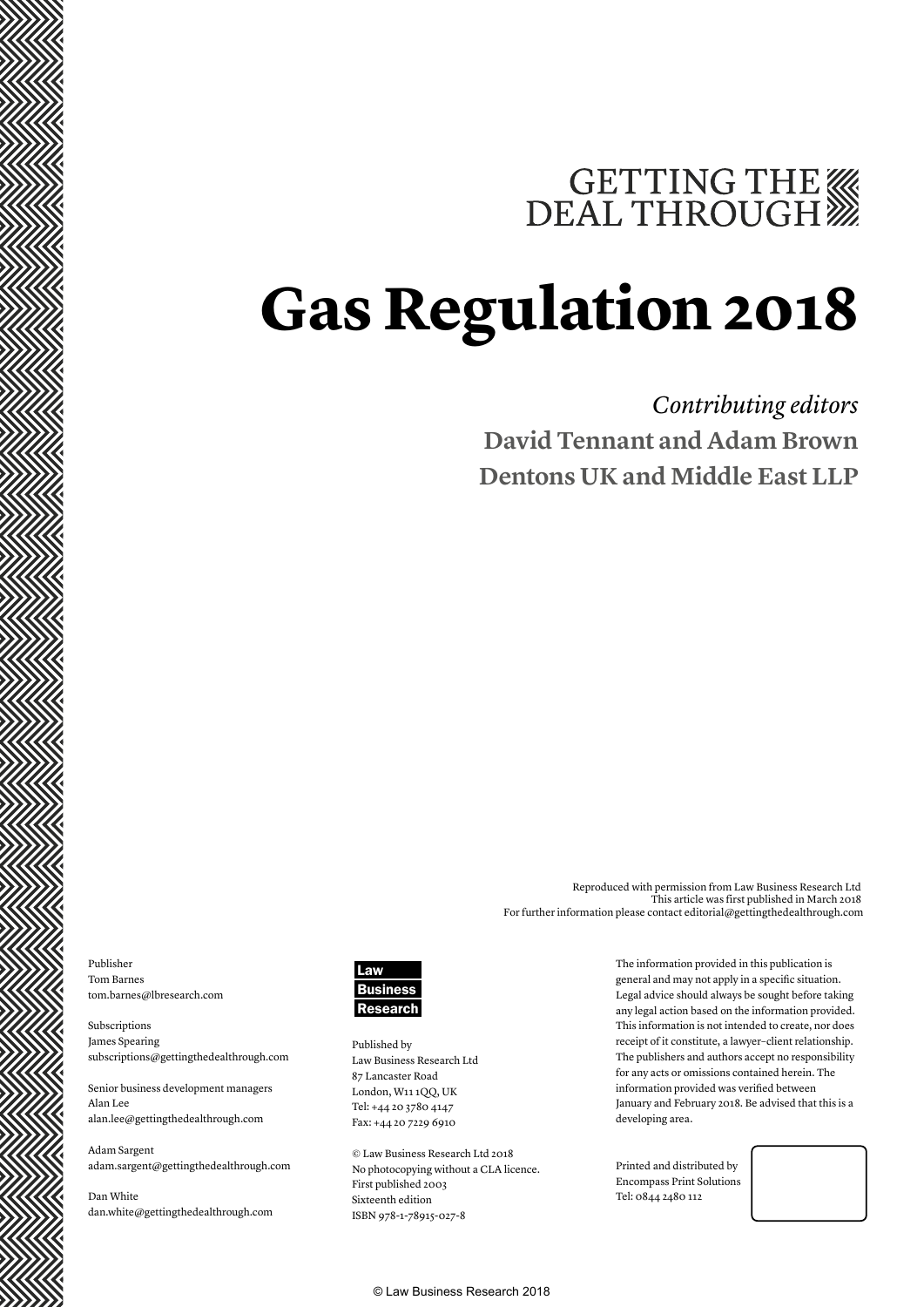GETTING THE DEAL THROUGH

# Gas Regulation 2018

*Contributing editors*

**David Tennant and Adam Brown**

**Dentons UK and Middle East LLP**

Reproduced with permission from Law Business Research Ltd
This article was first published in March 2018
For further information please contact editorial@gettingthedealthrough.com

Publisher
Tom Barnes
tom.barnes@lbresearch.com

Subscriptions
James Spearing
subscriptions@gettingthedealthrough.com

Senior business development managers
Alan Lee
alan.lee@gettingthedealthrough.com

Adam Sargent
adam.sargent@gettingthedealthrough.com

Dan White
dan.white@gettingthedealthrough.com

Law Business Research

Published by
Law Business Research Ltd
87 Lancaster Road
London, W11 1QQ, UK
Tel: +44 20 3780 4147
Fax: +44 20 7229 6910

© Law Business Research Ltd 2018
No photocopying without a CLA licence.
First published 2003
Sixteenth edition
ISBN 978-1-78915-027-8

The information provided in this publication is general and may not apply in a specific situation. Legal advice should always be sought before taking any legal action based on the information provided. This information is not intended to create, nor does receipt of it constitute, a lawyer–client relationship. The publishers and authors accept no responsibility for any acts or omissions contained herein. The information provided was verified between January and February 2018. Be advised that this is a developing area.

Printed and distributed by
Encompass Print Solutions
Tel: 0844 2480 112

© Law Business Research 2018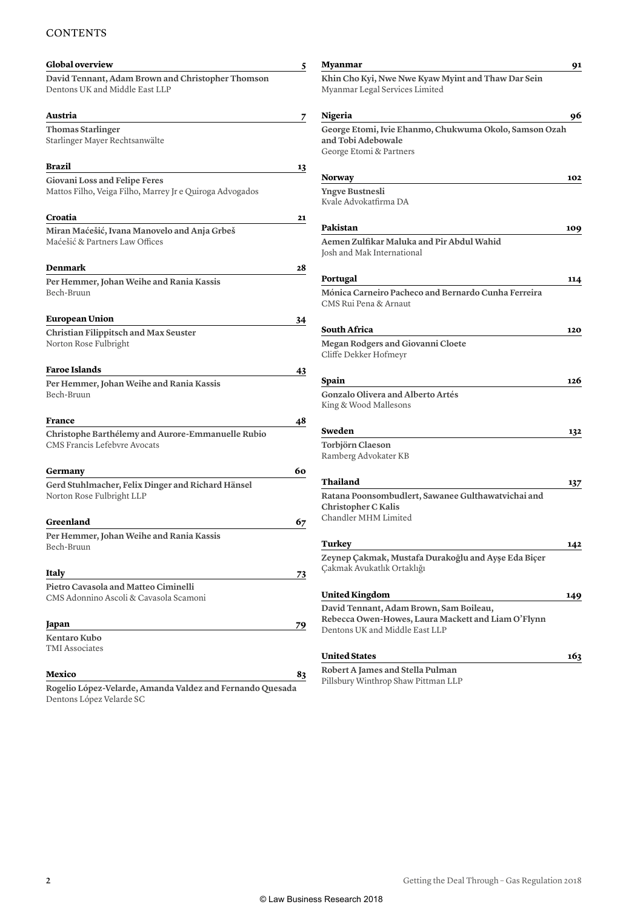# CONTENTS

**Global overview** 5

**David Tennant, Adam Brown and Christopher Thomson**
Dentons UK and Middle East LLP

**Austria** 7

**Thomas Starlinger**
Starlinger Mayer Rechtsanwälte

**Brazil** 13

**Giovani Loss and Felipe Feres**
Mattos Filho, Veiga Filho, Marrey Jr e Quiroga Advogados

**Croatia** 21

**Miran Maćešić, Ivana Manovelo and Anja Grbeš**
Maćešić & Partners Law Offices

**Denmark** 28

**Per Hemmer, Johan Weihe and Rania Kassis**
Bech-Bruun

**European Union** 34

**Christian Filippitsch and Max Seuster**
Norton Rose Fulbright

**Faroe Islands** 43

**Per Hemmer, Johan Weihe and Rania Kassis**
Bech-Bruun

**France** 48

**Christophe Barthélemy and Aurore-Emmanuelle Rubio**
CMS Francis Lefebvre Avocats

**Germany** 60

**Gerd Stuhlmacher, Felix Dinger and Richard Hänsel**
Norton Rose Fulbright LLP

**Greenland** 67

**Per Hemmer, Johan Weihe and Rania Kassis**
Bech-Bruun

**Italy** 73

**Pietro Cavasola and Matteo Ciminelli**
CMS Adonnino Ascoli & Cavasola Scamoni

**Japan** 79

**Kentaro Kubo**
TMI Associates

**Mexico** 83

**Rogelio López-Velarde, Amanda Valdez and Fernando Quesada**
Dentons López Velarde SC

**Myanmar** 91

**Khin Cho Kyi, Nwe Nwe Kyaw Myint and Thaw Dar Sein**
Myanmar Legal Services Limited

**Nigeria** 96

**George Etomi, Ivie Ehanmo, Chukwuma Okolo, Samson Ozah and Tobi Adebowale**
George Etomi & Partners

**Norway** 102

**Yngve Bustnesli**
Kvale Advokatfirma DA

**Pakistan** 109

**Aemen Zulfikar Maluka and Pir Abdul Wahid**
Josh and Mak International

**Portugal** 114

**Mónica Carneiro Pacheco and Bernardo Cunha Ferreira**
CMS Rui Pena & Arnaut

**South Africa** 120

**Megan Rodgers and Giovanni Cloete**
Cliffe Dekker Hofmeyr

**Spain** 126

**Gonzalo Olivera and Alberto Artés**
King & Wood Mallesons

**Sweden** 132

**Torbjörn Claeson**
Ramberg Advokater KB

**Thailand** 137

**Ratana Poonsombudlert, Sawanee Gulthawatvichai and Christopher C Kalis**
Chandler MHM Limited

**Turkey** 142

**Zeynep Çakmak, Mustafa Durakoğlu and Ayşe Eda Biçer**
Çakmak Avukatlık Ortaklığı

**United Kingdom** 149

**David Tennant, Adam Brown, Sam Boileau, Rebecca Owen-Howes, Laura Mackett and Liam O'Flynn**
Dentons UK and Middle East LLP

**United States** 163

**Robert A James and Stella Pulman**
Pillsbury Winthrop Shaw Pittman LLP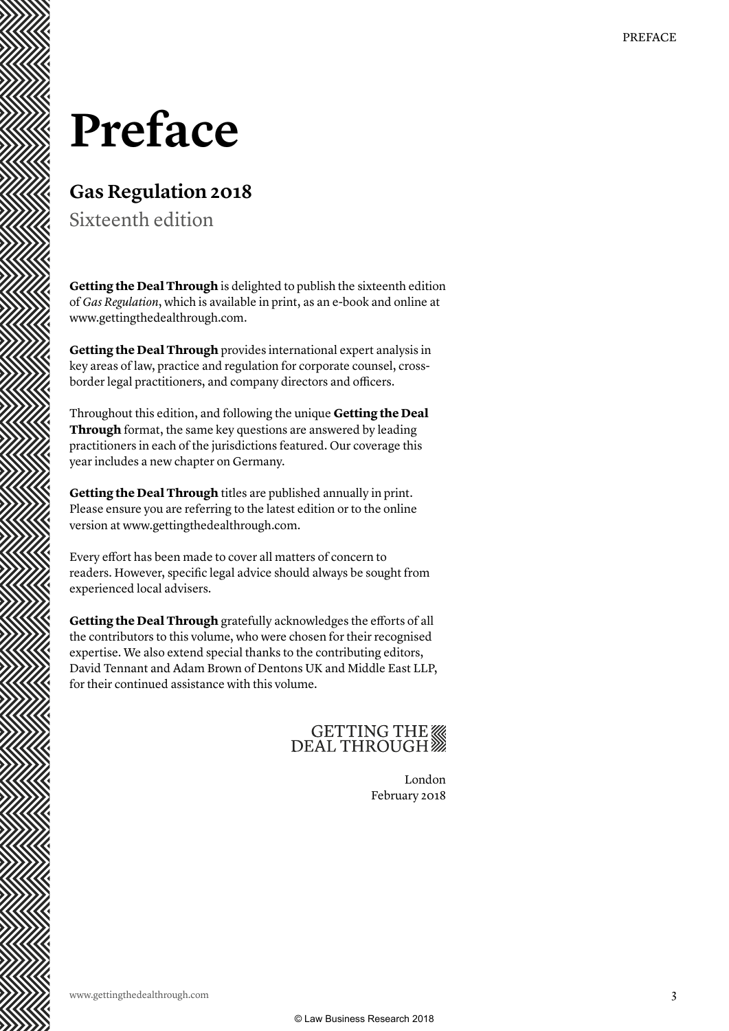# Preface

## Gas Regulation 2018

Sixteenth edition

**Getting the Deal Through** is delighted to publish the sixteenth edition of *Gas Regulation*, which is available in print, as an e-book and online at www.gettingthedealthrough.com.

**Getting the Deal Through** provides international expert analysis in key areas of law, practice and regulation for corporate counsel, cross-border legal practitioners, and company directors and officers.

Throughout this edition, and following the unique **Getting the Deal Through** format, the same key questions are answered by leading practitioners in each of the jurisdictions featured. Our coverage this year includes a new chapter on Germany.

**Getting the Deal Through** titles are published annually in print. Please ensure you are referring to the latest edition or to the online version at www.gettingthedealthrough.com.

Every effort has been made to cover all matters of concern to readers. However, specific legal advice should always be sought from experienced local advisers.

**Getting the Deal Through** gratefully acknowledges the efforts of all the contributors to this volume, who were chosen for their recognised expertise. We also extend special thanks to the contributing editors, David Tennant and Adam Brown of Dentons UK and Middle East LLP, for their continued assistance with this volume.

GETTING THE DEAL THROUGH

London
February 2018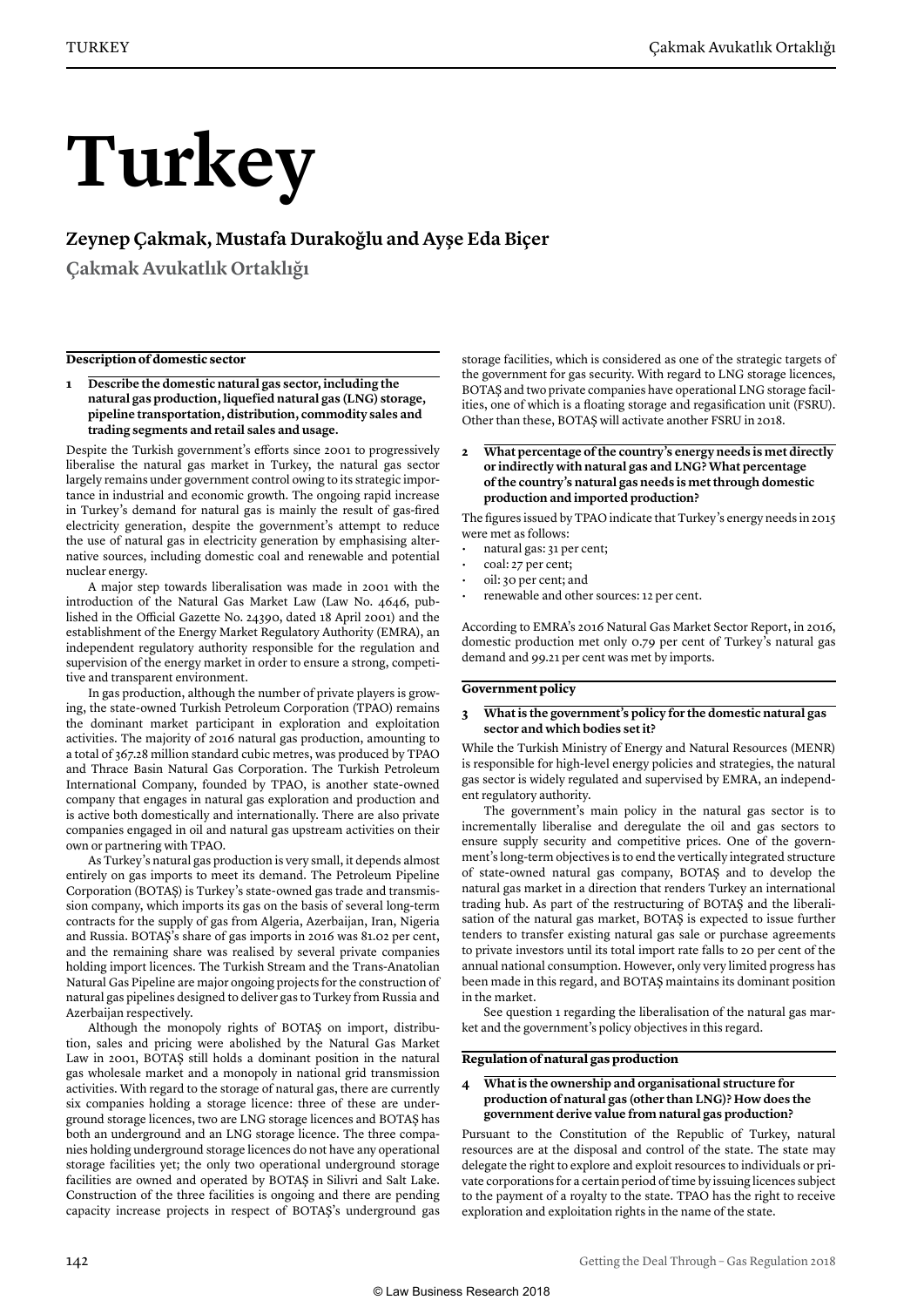# Turkey

## Zeynep Çakmak, Mustafa Durakoğlu and Ayşe Eda Biçer

**Çakmak Avukatlık Ortaklığı**

### Description of domestic sector

**1 Describe the domestic natural gas sector, including the natural gas production, liquefied natural gas (LNG) storage, pipeline transportation, distribution, commodity sales and trading segments and retail sales and usage.**

Despite the Turkish government's efforts since 2001 to progressively liberalise the natural gas market in Turkey, the natural gas sector largely remains under government control owing to its strategic importance in industrial and economic growth. The ongoing rapid increase in Turkey's demand for natural gas is mainly the result of gas-fired electricity generation, despite the government's attempt to reduce the use of natural gas in electricity generation by emphasising alternative sources, including domestic coal and renewable and potential nuclear energy.

A major step towards liberalisation was made in 2001 with the introduction of the Natural Gas Market Law (Law No. 4646, published in the Official Gazette No. 24390, dated 18 April 2001) and the establishment of the Energy Market Regulatory Authority (EMRA), an independent regulatory authority responsible for the regulation and supervision of the energy market in order to ensure a strong, competitive and transparent environment.

In gas production, although the number of private players is growing, the state-owned Turkish Petroleum Corporation (TPAO) remains the dominant market participant in exploration and exploitation activities. The majority of 2016 natural gas production, amounting to a total of 367.28 million standard cubic metres, was produced by TPAO and Thrace Basin Natural Gas Corporation. The Turkish Petroleum International Company, founded by TPAO, is another state-owned company that engages in natural gas exploration and production and is active both domestically and internationally. There are also private companies engaged in oil and natural gas upstream activities on their own or partnering with TPAO.

As Turkey's natural gas production is very small, it depends almost entirely on gas imports to meet its demand. The Petroleum Pipeline Corporation (BOTAŞ) is Turkey's state-owned gas trade and transmission company, which imports its gas on the basis of several long-term contracts for the supply of gas from Algeria, Azerbaijan, Iran, Nigeria and Russia. BOTAŞ's share of gas imports in 2016 was 81.02 per cent, and the remaining share was realised by several private companies holding import licences. The Turkish Stream and the Trans-Anatolian Natural Gas Pipeline are major ongoing projects for the construction of natural gas pipelines designed to deliver gas to Turkey from Russia and Azerbaijan respectively.

Although the monopoly rights of BOTAŞ on import, distribution, sales and pricing were abolished by the Natural Gas Market Law in 2001, BOTAŞ still holds a dominant position in the natural gas wholesale market and a monopoly in national grid transmission activities. With regard to the storage of natural gas, there are currently six companies holding a storage licence: three of these are underground storage licences, two are LNG storage licences and BOTAŞ has both an underground and an LNG storage licence. The three companies holding underground storage licences do not have any operational storage facilities yet; the only two operational underground storage facilities are owned and operated by BOTAŞ in Silivri and Salt Lake. Construction of the three facilities is ongoing and there are pending capacity increase projects in respect of BOTAŞ's underground gas storage facilities, which is considered as one of the strategic targets of the government for gas security. With regard to LNG storage licences, BOTAŞ and two private companies have operational LNG storage facilities, one of which is a floating storage and regasification unit (FSRU). Other than these, BOTAŞ will activate another FSRU in 2018.

**2 What percentage of the country's energy needs is met directly or indirectly with natural gas and LNG? What percentage of the country's natural gas needs is met through domestic production and imported production?**

The figures issued by TPAO indicate that Turkey's energy needs in 2015 were met as follows:

- natural gas: 31 per cent;
- coal: 27 per cent;
- oil: 30 per cent; and
- renewable and other sources: 12 per cent.

According to EMRA's 2016 Natural Gas Market Sector Report, in 2016, domestic production met only 0.79 per cent of Turkey's natural gas demand and 99.21 per cent was met by imports.

### Government policy

**3 What is the government's policy for the domestic natural gas sector and which bodies set it?**

While the Turkish Ministry of Energy and Natural Resources (MENR) is responsible for high-level energy policies and strategies, the natural gas sector is widely regulated and supervised by EMRA, an independent regulatory authority.

The government's main policy in the natural gas sector is to incrementally liberalise and deregulate the oil and gas sectors to ensure supply security and competitive prices. One of the government's long-term objectives is to end the vertically integrated structure of state-owned natural gas company, BOTAŞ and to develop the natural gas market in a direction that renders Turkey an international trading hub. As part of the restructuring of BOTAŞ and the liberalisation of the natural gas market, BOTAŞ is expected to issue further tenders to transfer existing natural gas sale or purchase agreements to private investors until its total import rate falls to 20 per cent of the annual national consumption. However, only very limited progress has been made in this regard, and BOTAŞ maintains its dominant position in the market.

See question 1 regarding the liberalisation of the natural gas market and the government's policy objectives in this regard.

### Regulation of natural gas production

**4 What is the ownership and organisational structure for production of natural gas (other than LNG)? How does the government derive value from natural gas production?**

Pursuant to the Constitution of the Republic of Turkey, natural resources are at the disposal and control of the state. The state may delegate the right to explore and exploit resources to individuals or private corporations for a certain period of time by issuing licences subject to the payment of a royalty to the state. TPAO has the right to receive exploration and exploitation rights in the name of the state.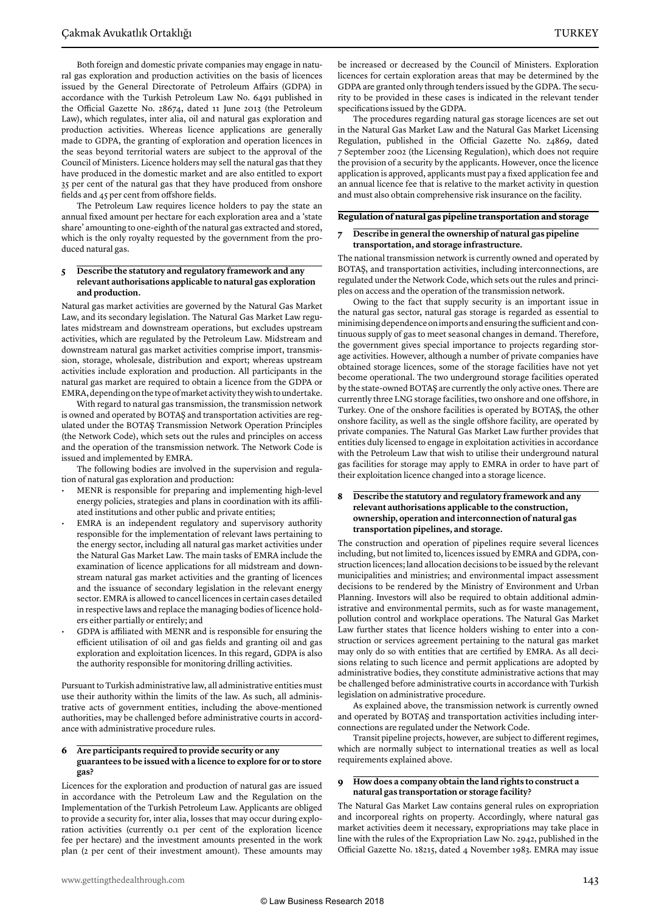Both foreign and domestic private companies may engage in natural gas exploration and production activities on the basis of licences issued by the General Directorate of Petroleum Affairs (GDPA) in accordance with the Turkish Petroleum Law No. 6491 published in the Official Gazette No. 28674, dated 11 June 2013 (the Petroleum Law), which regulates, inter alia, oil and natural gas exploration and production activities. Whereas licence applications are generally made to GDPA, the granting of exploration and operation licences in the seas beyond territorial waters are subject to the approval of the Council of Ministers. Licence holders may sell the natural gas that they have produced in the domestic market and are also entitled to export 35 per cent of the natural gas that they have produced from onshore fields and 45 per cent from offshore fields.

The Petroleum Law requires licence holders to pay the state an annual fixed amount per hectare for each exploration area and a 'state share' amounting to one-eighth of the natural gas extracted and stored, which is the only royalty requested by the government from the produced natural gas.

**5 Describe the statutory and regulatory framework and any relevant authorisations applicable to natural gas exploration and production.**

Natural gas market activities are governed by the Natural Gas Market Law, and its secondary legislation. The Natural Gas Market Law regulates midstream and downstream operations, but excludes upstream activities, which are regulated by the Petroleum Law. Midstream and downstream natural gas market activities comprise import, transmission, storage, wholesale, distribution and export; whereas upstream activities include exploration and production. All participants in the natural gas market are required to obtain a licence from the GDPA or EMRA, depending on the type of market activity they wish to undertake.

With regard to natural gas transmission, the transmission network is owned and operated by BOTAŞ and transportation activities are regulated under the BOTAŞ Transmission Network Operation Principles (the Network Code), which sets out the rules and principles on access and the operation of the transmission network. The Network Code is issued and implemented by EMRA.

The following bodies are involved in the supervision and regulation of natural gas exploration and production:

- MENR is responsible for preparing and implementing high-level energy policies, strategies and plans in coordination with its affiliated institutions and other public and private entities;
- EMRA is an independent regulatory and supervisory authority responsible for the implementation of relevant laws pertaining to the energy sector, including all natural gas market activities under the Natural Gas Market Law. The main tasks of EMRA include the examination of licence applications for all midstream and downstream natural gas market activities and the granting of licences and the issuance of secondary legislation in the relevant energy sector. EMRA is allowed to cancel licences in certain cases detailed in respective laws and replace the managing bodies of licence holders either partially or entirely; and
- GDPA is affiliated with MENR and is responsible for ensuring the efficient utilisation of oil and gas fields and granting oil and gas exploration and exploitation licences. In this regard, GDPA is also the authority responsible for monitoring drilling activities.

Pursuant to Turkish administrative law, all administrative entities must use their authority within the limits of the law. As such, all administrative acts of government entities, including the above-mentioned authorities, may be challenged before administrative courts in accordance with administrative procedure rules.

**6 Are participants required to provide security or any guarantees to be issued with a licence to explore for or to store gas?**

Licences for the exploration and production of natural gas are issued in accordance with the Petroleum Law and the Regulation on the Implementation of the Turkish Petroleum Law. Applicants are obliged to provide a security for, inter alia, losses that may occur during exploration activities (currently 0.1 per cent of the exploration licence fee per hectare) and the investment amounts presented in the work plan (2 per cent of their investment amount). These amounts may be increased or decreased by the Council of Ministers. Exploration licences for certain exploration areas that may be determined by the GDPA are granted only through tenders issued by the GDPA. The security to be provided in these cases is indicated in the relevant tender specifications issued by the GDPA.

The procedures regarding natural gas storage licences are set out in the Natural Gas Market Law and the Natural Gas Market Licensing Regulation, published in the Official Gazette No. 24869, dated 7 September 2002 (the Licensing Regulation), which does not require the provision of a security by the applicants. However, once the licence application is approved, applicants must pay a fixed application fee and an annual licence fee that is relative to the market activity in question and must also obtain comprehensive risk insurance on the facility.

## Regulation of natural gas pipeline transportation and storage

**7 Describe in general the ownership of natural gas pipeline transportation, and storage infrastructure.**

The national transmission network is currently owned and operated by BOTAŞ, and transportation activities, including interconnections, are regulated under the Network Code, which sets out the rules and principles on access and the operation of the transmission network.

Owing to the fact that supply security is an important issue in the natural gas sector, natural gas storage is regarded as essential to minimising dependence on imports and ensuring the sufficient and continuous supply of gas to meet seasonal changes in demand. Therefore, the government gives special importance to projects regarding storage activities. However, although a number of private companies have obtained storage licences, some of the storage facilities have not yet become operational. The two underground storage facilities operated by the state-owned BOTAŞ are currently the only active ones. There are currently three LNG storage facilities, two onshore and one offshore, in Turkey. One of the onshore facilities is operated by BOTAŞ, the other onshore facility, as well as the single offshore facility, are operated by private companies. The Natural Gas Market Law further provides that entities duly licensed to engage in exploitation activities in accordance with the Petroleum Law that wish to utilise their underground natural gas facilities for storage may apply to EMRA in order to have part of their exploitation licence changed into a storage licence.

**8 Describe the statutory and regulatory framework and any relevant authorisations applicable to the construction, ownership, operation and interconnection of natural gas transportation pipelines, and storage.**

The construction and operation of pipelines require several licences including, but not limited to, licences issued by EMRA and GDPA, construction licences; land allocation decisions to be issued by the relevant municipalities and ministries; and environmental impact assessment decisions to be rendered by the Ministry of Environment and Urban Planning. Investors will also be required to obtain additional administrative and environmental permits, such as for waste management, pollution control and workplace operations. The Natural Gas Market Law further states that licence holders wishing to enter into a construction or services agreement pertaining to the natural gas market may only do so with entities that are certified by EMRA. As all decisions relating to such licence and permit applications are adopted by administrative bodies, they constitute administrative actions that may be challenged before administrative courts in accordance with Turkish legislation on administrative procedure.

As explained above, the transmission network is currently owned and operated by BOTAŞ and transportation activities including interconnections are regulated under the Network Code.

Transit pipeline projects, however, are subject to different regimes, which are normally subject to international treaties as well as local requirements explained above.

**9 How does a company obtain the land rights to construct a natural gas transportation or storage facility?**

The Natural Gas Market Law contains general rules on expropriation and incorporeal rights on property. Accordingly, where natural gas market activities deem it necessary, expropriations may take place in line with the rules of the Expropriation Law No. 2942, published in the Official Gazette No. 18215, dated 4 November 1983. EMRA may issue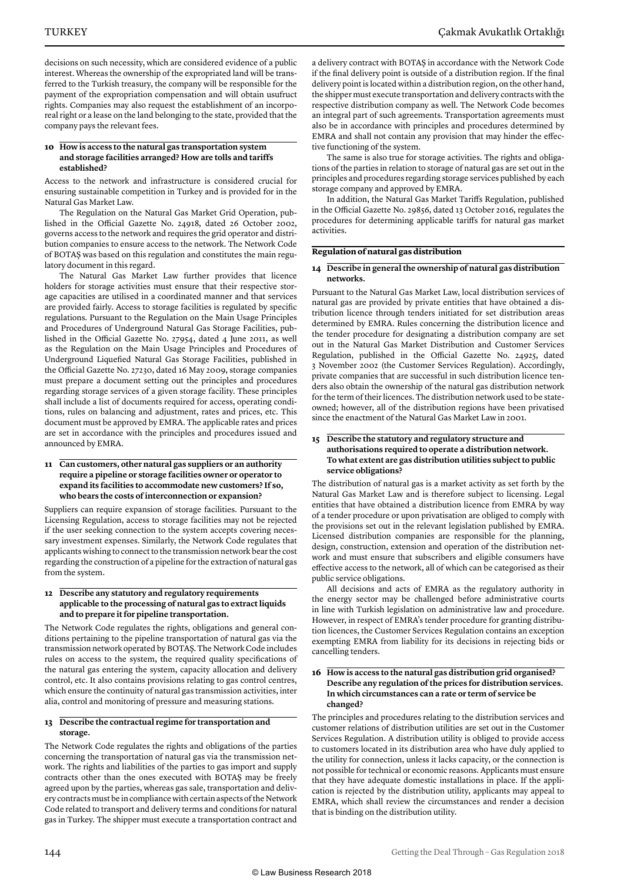decisions on such necessity, which are considered evidence of a public interest. Whereas the ownership of the expropriated land will be transferred to the Turkish treasury, the company will be responsible for the payment of the expropriation compensation and will obtain usufruct rights. Companies may also request the establishment of an incorporeal right or a lease on the land belonging to the state, provided that the company pays the relevant fees.

**10 How is access to the natural gas transportation system and storage facilities arranged? How are tolls and tariffs established?**

Access to the network and infrastructure is considered crucial for ensuring sustainable competition in Turkey and is provided for in the Natural Gas Market Law.

The Regulation on the Natural Gas Market Grid Operation, published in the Official Gazette No. 24918, dated 26 October 2002, governs access to the network and requires the grid operator and distribution companies to ensure access to the network. The Network Code of BOTAŞ was based on this regulation and constitutes the main regulatory document in this regard.

The Natural Gas Market Law further provides that licence holders for storage activities must ensure that their respective storage capacities are utilised in a coordinated manner and that services are provided fairly. Access to storage facilities is regulated by specific regulations. Pursuant to the Regulation on the Main Usage Principles and Procedures of Underground Natural Gas Storage Facilities, published in the Official Gazette No. 27954, dated 4 June 2011, as well as the Regulation on the Main Usage Principles and Procedures of Underground Liquefied Natural Gas Storage Facilities, published in the Official Gazette No. 27230, dated 16 May 2009, storage companies must prepare a document setting out the principles and procedures regarding storage services of a given storage facility. These principles shall include a list of documents required for access, operating conditions, rules on balancing and adjustment, rates and prices, etc. This document must be approved by EMRA. The applicable rates and prices are set in accordance with the principles and procedures issued and announced by EMRA.

**11 Can customers, other natural gas suppliers or an authority require a pipeline or storage facilities owner or operator to expand its facilities to accommodate new customers? If so, who bears the costs of interconnection or expansion?**

Suppliers can require expansion of storage facilities. Pursuant to the Licensing Regulation, access to storage facilities may not be rejected if the user seeking connection to the system accepts covering necessary investment expenses. Similarly, the Network Code regulates that applicants wishing to connect to the transmission network bear the cost regarding the construction of a pipeline for the extraction of natural gas from the system.

**12 Describe any statutory and regulatory requirements applicable to the processing of natural gas to extract liquids and to prepare it for pipeline transportation.**

The Network Code regulates the rights, obligations and general conditions pertaining to the pipeline transportation of natural gas via the transmission network operated by BOTAŞ. The Network Code includes rules on access to the system, the required quality specifications of the natural gas entering the system, capacity allocation and delivery control, etc. It also contains provisions relating to gas control centres, which ensure the continuity of natural gas transmission activities, inter alia, control and monitoring of pressure and measuring stations.

**13 Describe the contractual regime for transportation and storage.**

The Network Code regulates the rights and obligations of the parties concerning the transportation of natural gas via the transmission network. The rights and liabilities of the parties to gas import and supply contracts other than the ones executed with BOTAŞ may be freely agreed upon by the parties, whereas gas sale, transportation and delivery contracts must be in compliance with certain aspects of the Network Code related to transport and delivery terms and conditions for natural gas in Turkey. The shipper must execute a transportation contract and a delivery contract with BOTAŞ in accordance with the Network Code if the final delivery point is outside of a distribution region. If the final delivery point is located within a distribution region, on the other hand, the shipper must execute transportation and delivery contracts with the respective distribution company as well. The Network Code becomes an integral part of such agreements. Transportation agreements must also be in accordance with principles and procedures determined by EMRA and shall not contain any provision that may hinder the effective functioning of the system.

The same is also true for storage activities. The rights and obligations of the parties in relation to storage of natural gas are set out in the principles and procedures regarding storage services published by each storage company and approved by EMRA.

In addition, the Natural Gas Market Tariffs Regulation, published in the Official Gazette No. 29856, dated 13 October 2016, regulates the procedures for determining applicable tariffs for natural gas market activities.

## Regulation of natural gas distribution

**14 Describe in general the ownership of natural gas distribution networks.**

Pursuant to the Natural Gas Market Law, local distribution services of natural gas are provided by private entities that have obtained a distribution licence through tenders initiated for set distribution areas determined by EMRA. Rules concerning the distribution licence and the tender procedure for designating a distribution company are set out in the Natural Gas Market Distribution and Customer Services Regulation, published in the Official Gazette No. 24925, dated 3 November 2002 (the Customer Services Regulation). Accordingly, private companies that are successful in such distribution licence tenders also obtain the ownership of the natural gas distribution network for the term of their licences. The distribution network used to be state-owned; however, all of the distribution regions have been privatised since the enactment of the Natural Gas Market Law in 2001.

**15 Describe the statutory and regulatory structure and authorisations required to operate a distribution network. To what extent are gas distribution utilities subject to public service obligations?**

The distribution of natural gas is a market activity as set forth by the Natural Gas Market Law and is therefore subject to licensing. Legal entities that have obtained a distribution licence from EMRA by way of a tender procedure or upon privatisation are obliged to comply with the provisions set out in the relevant legislation published by EMRA. Licensed distribution companies are responsible for the planning, design, construction, extension and operation of the distribution network and must ensure that subscribers and eligible consumers have effective access to the network, all of which can be categorised as their public service obligations.

All decisions and acts of EMRA as the regulatory authority in the energy sector may be challenged before administrative courts in line with Turkish legislation on administrative law and procedure. However, in respect of EMRA's tender procedure for granting distribution licences, the Customer Services Regulation contains an exception exempting EMRA from liability for its decisions in rejecting bids or cancelling tenders.

**16 How is access to the natural gas distribution grid organised? Describe any regulation of the prices for distribution services. In which circumstances can a rate or term of service be changed?**

The principles and procedures relating to the distribution services and customer relations of distribution utilities are set out in the Customer Services Regulation. A distribution utility is obliged to provide access to customers located in its distribution area who have duly applied to the utility for connection, unless it lacks capacity, or the connection is not possible for technical or economic reasons. Applicants must ensure that they have adequate domestic installations in place. If the application is rejected by the distribution utility, applicants may appeal to EMRA, which shall review the circumstances and render a decision that is binding on the distribution utility.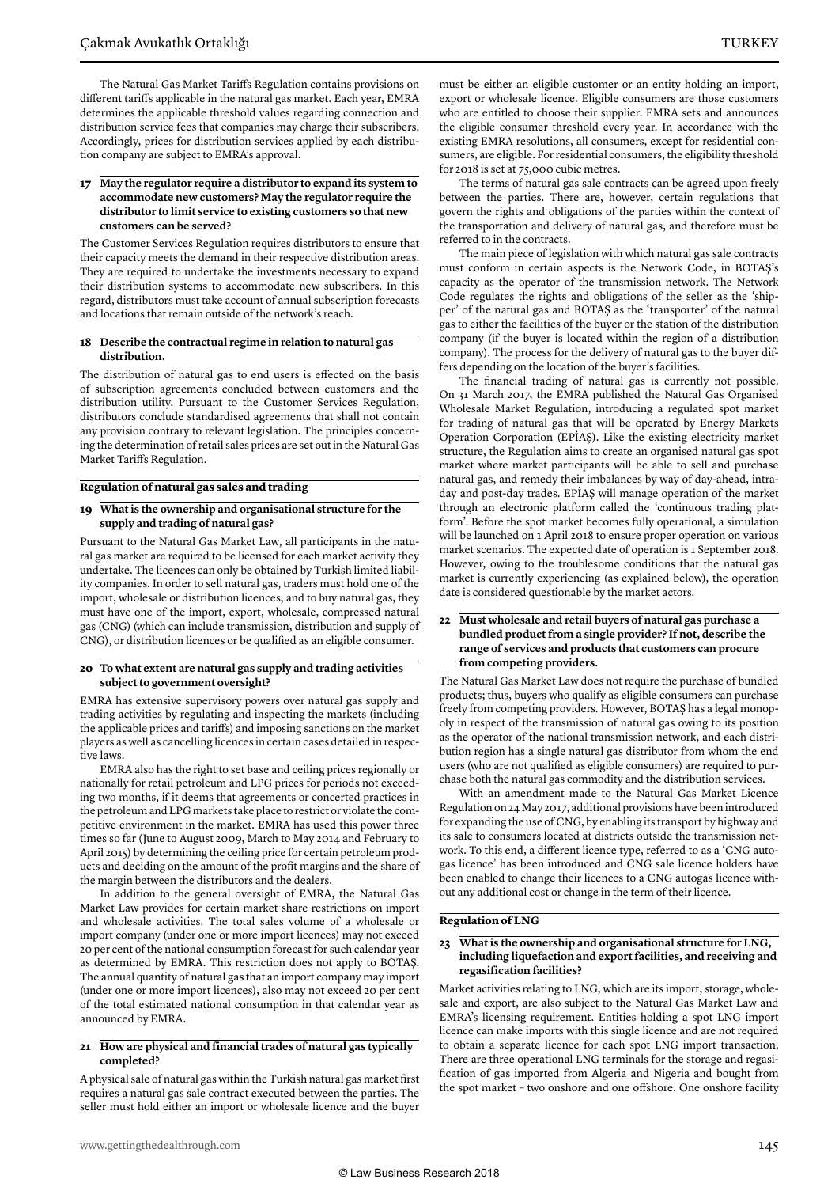The Natural Gas Market Tariffs Regulation contains provisions on different tariffs applicable in the natural gas market. Each year, EMRA determines the applicable threshold values regarding connection and distribution service fees that companies may charge their subscribers. Accordingly, prices for distribution services applied by each distribution company are subject to EMRA's approval.

### 17 May the regulator require a distributor to expand its system to accommodate new customers? May the regulator require the distributor to limit service to existing customers so that new customers can be served?

The Customer Services Regulation requires distributors to ensure that their capacity meets the demand in their respective distribution areas. They are required to undertake the investments necessary to expand their distribution systems to accommodate new subscribers. In this regard, distributors must take account of annual subscription forecasts and locations that remain outside of the network's reach.

### 18 Describe the contractual regime in relation to natural gas distribution.

The distribution of natural gas to end users is effected on the basis of subscription agreements concluded between customers and the distribution utility. Pursuant to the Customer Services Regulation, distributors conclude standardised agreements that shall not contain any provision contrary to relevant legislation. The principles concerning the determination of retail sales prices are set out in the Natural Gas Market Tariffs Regulation.

## Regulation of natural gas sales and trading

### 19 What is the ownership and organisational structure for the supply and trading of natural gas?

Pursuant to the Natural Gas Market Law, all participants in the natural gas market are required to be licensed for each market activity they undertake. The licences can only be obtained by Turkish limited liability companies. In order to sell natural gas, traders must hold one of the import, wholesale or distribution licences, and to buy natural gas, they must have one of the import, export, wholesale, compressed natural gas (CNG) (which can include transmission, distribution and supply of CNG), or distribution licences or be qualified as an eligible consumer.

### 20 To what extent are natural gas supply and trading activities subject to government oversight?

EMRA has extensive supervisory powers over natural gas supply and trading activities by regulating and inspecting the markets (including the applicable prices and tariffs) and imposing sanctions on the market players as well as cancelling licences in certain cases detailed in respective laws.

EMRA also has the right to set base and ceiling prices regionally or nationally for retail petroleum and LPG prices for periods not exceeding two months, if it deems that agreements or concerted practices in the petroleum and LPG markets take place to restrict or violate the competitive environment in the market. EMRA has used this power three times so far (June to August 2009, March to May 2014 and February to April 2015) by determining the ceiling price for certain petroleum products and deciding on the amount of the profit margins and the share of the margin between the distributors and the dealers.

In addition to the general oversight of EMRA, the Natural Gas Market Law provides for certain market share restrictions on import and wholesale activities. The total sales volume of a wholesale or import company (under one or more import licences) may not exceed 20 per cent of the national consumption forecast for such calendar year as determined by EMRA. This restriction does not apply to BOTAŞ. The annual quantity of natural gas that an import company may import (under one or more import licences), also may not exceed 20 per cent of the total estimated national consumption in that calendar year as announced by EMRA.

### 21 How are physical and financial trades of natural gas typically completed?

A physical sale of natural gas within the Turkish natural gas market first requires a natural gas sale contract executed between the parties. The seller must hold either an import or wholesale licence and the buyer must be either an eligible customer or an entity holding an import, export or wholesale licence. Eligible consumers are those customers who are entitled to choose their supplier. EMRA sets and announces the eligible consumer threshold every year. In accordance with the existing EMRA resolutions, all consumers, except for residential consumers, are eligible. For residential consumers, the eligibility threshold for 2018 is set at 75,000 cubic metres.

The terms of natural gas sale contracts can be agreed upon freely between the parties. There are, however, certain regulations that govern the rights and obligations of the parties within the context of the transportation and delivery of natural gas, and therefore must be referred to in the contracts.

The main piece of legislation with which natural gas sale contracts must conform in certain aspects is the Network Code, in BOTAŞ's capacity as the operator of the transmission network. The Network Code regulates the rights and obligations of the seller as the 'shipper' of the natural gas and BOTAŞ as the 'transporter' of the natural gas to either the facilities of the buyer or the station of the distribution company (if the buyer is located within the region of a distribution company). The process for the delivery of natural gas to the buyer differs depending on the location of the buyer's facilities.

The financial trading of natural gas is currently not possible. On 31 March 2017, the EMRA published the Natural Gas Organised Wholesale Market Regulation, introducing a regulated spot market for trading of natural gas that will be operated by Energy Markets Operation Corporation (EPİAŞ). Like the existing electricity market structure, the Regulation aims to create an organised natural gas spot market where market participants will be able to sell and purchase natural gas, and remedy their imbalances by way of day-ahead, intraday and post-day trades. EPİAŞ will manage operation of the market through an electronic platform called the 'continuous trading platform'. Before the spot market becomes fully operational, a simulation will be launched on 1 April 2018 to ensure proper operation on various market scenarios. The expected date of operation is 1 September 2018. However, owing to the troublesome conditions that the natural gas market is currently experiencing (as explained below), the operation date is considered questionable by the market actors.

### 22 Must wholesale and retail buyers of natural gas purchase a bundled product from a single provider? If not, describe the range of services and products that customers can procure from competing providers.

The Natural Gas Market Law does not require the purchase of bundled products; thus, buyers who qualify as eligible consumers can purchase freely from competing providers. However, BOTAŞ has a legal monopoly in respect of the transmission of natural gas owing to its position as the operator of the national transmission network, and each distribution region has a single natural gas distributor from whom the end users (who are not qualified as eligible consumers) are required to purchase both the natural gas commodity and the distribution services.

With an amendment made to the Natural Gas Market Licence Regulation on 24 May 2017, additional provisions have been introduced for expanding the use of CNG, by enabling its transport by highway and its sale to consumers located at districts outside the transmission network. To this end, a different licence type, referred to as a 'CNG autogas licence' has been introduced and CNG sale licence holders have been enabled to change their licences to a CNG autogas licence without any additional cost or change in the term of their licence.

## Regulation of LNG

### 23 What is the ownership and organisational structure for LNG, including liquefaction and export facilities, and receiving and regasification facilities?

Market activities relating to LNG, which are its import, storage, wholesale and export, are also subject to the Natural Gas Market Law and EMRA's licensing requirement. Entities holding a spot LNG import licence can make imports with this single licence and are not required to obtain a separate licence for each spot LNG import transaction. There are three operational LNG terminals for the storage and regasification of gas imported from Algeria and Nigeria and bought from the spot market – two onshore and one offshore. One onshore facility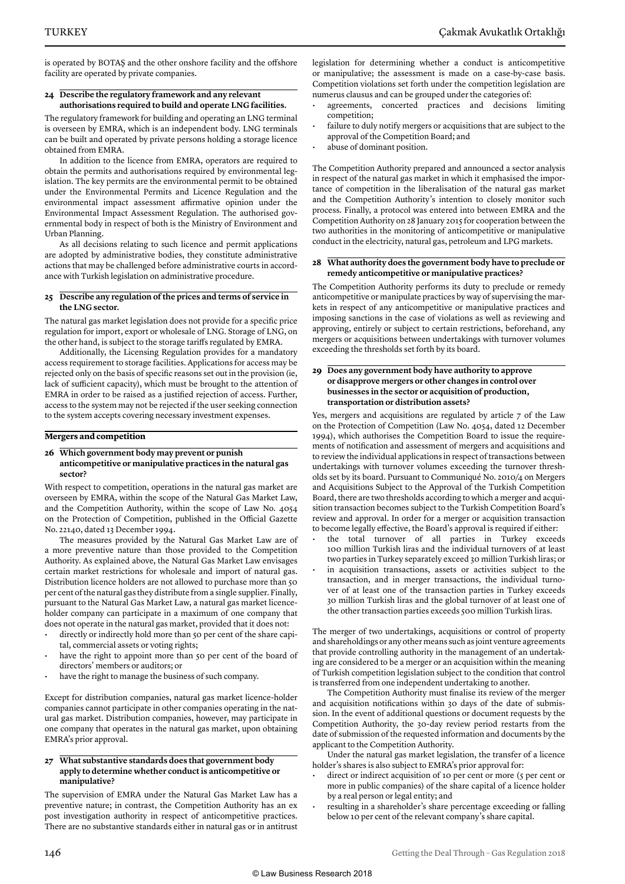is operated by BOTAŞ and the other onshore facility and the offshore facility are operated by private companies.

### 24 Describe the regulatory framework and any relevant authorisations required to build and operate LNG facilities.

The regulatory framework for building and operating an LNG terminal is overseen by EMRA, which is an independent body. LNG terminals can be built and operated by private persons holding a storage licence obtained from EMRA.

In addition to the licence from EMRA, operators are required to obtain the permits and authorisations required by environmental legislation. The key permits are the environmental permit to be obtained under the Environmental Permits and Licence Regulation and the environmental impact assessment affirmative opinion under the Environmental Impact Assessment Regulation. The authorised governmental body in respect of both is the Ministry of Environment and Urban Planning.

As all decisions relating to such licence and permit applications are adopted by administrative bodies, they constitute administrative actions that may be challenged before administrative courts in accordance with Turkish legislation on administrative procedure.

### 25 Describe any regulation of the prices and terms of service in the LNG sector.

The natural gas market legislation does not provide for a specific price regulation for import, export or wholesale of LNG. Storage of LNG, on the other hand, is subject to the storage tariffs regulated by EMRA.

Additionally, the Licensing Regulation provides for a mandatory access requirement to storage facilities. Applications for access may be rejected only on the basis of specific reasons set out in the provision (ie, lack of sufficient capacity), which must be brought to the attention of EMRA in order to be raised as a justified rejection of access. Further, access to the system may not be rejected if the user seeking connection to the system accepts covering necessary investment expenses.

## Mergers and competition

### 26 Which government body may prevent or punish anticompetitive or manipulative practices in the natural gas sector?

With respect to competition, operations in the natural gas market are overseen by EMRA, within the scope of the Natural Gas Market Law, and the Competition Authority, within the scope of Law No. 4054 on the Protection of Competition, published in the Official Gazette No. 22140, dated 13 December 1994.

The measures provided by the Natural Gas Market Law are of a more preventive nature than those provided to the Competition Authority. As explained above, the Natural Gas Market Law envisages certain market restrictions for wholesale and import of natural gas. Distribution licence holders are not allowed to purchase more than 50 per cent of the natural gas they distribute from a single supplier. Finally, pursuant to the Natural Gas Market Law, a natural gas market licence-holder company can participate in a maximum of one company that does not operate in the natural gas market, provided that it does not:

- directly or indirectly hold more than 50 per cent of the share capital, commercial assets or voting rights;
- have the right to appoint more than 50 per cent of the board of directors' members or auditors; or
- have the right to manage the business of such company.

Except for distribution companies, natural gas market licence-holder companies cannot participate in other companies operating in the natural gas market. Distribution companies, however, may participate in one company that operates in the natural gas market, upon obtaining EMRA's prior approval.

### 27 What substantive standards does that government body apply to determine whether conduct is anticompetitive or manipulative?

The supervision of EMRA under the Natural Gas Market Law has a preventive nature; in contrast, the Competition Authority has an ex post investigation authority in respect of anticompetitive practices. There are no substantive standards either in natural gas or in antitrust legislation for determining whether a conduct is anticompetitive or manipulative; the assessment is made on a case-by-case basis. Competition violations set forth under the competition legislation are numerus clausus and can be grouped under the categories of:

- agreements, concerted practices and decisions limiting competition;
- failure to duly notify mergers or acquisitions that are subject to the approval of the Competition Board; and
- abuse of dominant position.

The Competition Authority prepared and announced a sector analysis in respect of the natural gas market in which it emphasised the importance of competition in the liberalisation of the natural gas market and the Competition Authority's intention to closely monitor such process. Finally, a protocol was entered into between EMRA and the Competition Authority on 28 January 2015 for cooperation between the two authorities in the monitoring of anticompetitive or manipulative conduct in the electricity, natural gas, petroleum and LPG markets.

### 28 What authority does the government body have to preclude or remedy anticompetitive or manipulative practices?

The Competition Authority performs its duty to preclude or remedy anticompetitive or manipulate practices by way of supervising the markets in respect of any anticompetitive or manipulative practices and imposing sanctions in the case of violations as well as reviewing and approving, entirely or subject to certain restrictions, beforehand, any mergers or acquisitions between undertakings with turnover volumes exceeding the thresholds set forth by its board.

### 29 Does any government body have authority to approve or disapprove mergers or other changes in control over businesses in the sector or acquisition of production, transportation or distribution assets?

Yes, mergers and acquisitions are regulated by article 7 of the Law on the Protection of Competition (Law No. 4054, dated 12 December 1994), which authorises the Competition Board to issue the requirements of notification and assessment of mergers and acquisitions and to review the individual applications in respect of transactions between undertakings with turnover volumes exceeding the turnover thresholds set by its board. Pursuant to Communiqué No. 2010/4 on Mergers and Acquisitions Subject to the Approval of the Turkish Competition Board, there are two thresholds according to which a merger and acquisition transaction becomes subject to the Turkish Competition Board's review and approval. In order for a merger or acquisition transaction to become legally effective, the Board's approval is required if either:

- the total turnover of all parties in Turkey exceeds 100 million Turkish liras and the individual turnovers of at least two parties in Turkey separately exceed 30 million Turkish liras; or
- in acquisition transactions, assets or activities subject to the transaction, and in merger transactions, the individual turnover of at least one of the transaction parties in Turkey exceeds 30 million Turkish liras and the global turnover of at least one of the other transaction parties exceeds 500 million Turkish liras.

The merger of two undertakings, acquisitions or control of property and shareholdings or any other means such as joint venture agreements that provide controlling authority in the management of an undertaking are considered to be a merger or an acquisition within the meaning of Turkish competition legislation subject to the condition that control is transferred from one independent undertaking to another.

The Competition Authority must finalise its review of the merger and acquisition notifications within 30 days of the date of submission. In the event of additional questions or document requests by the Competition Authority, the 30-day review period restarts from the date of submission of the requested information and documents by the applicant to the Competition Authority.

Under the natural gas market legislation, the transfer of a licence holder's shares is also subject to EMRA's prior approval for:

- direct or indirect acquisition of 10 per cent or more (5 per cent or more in public companies) of the share capital of a licence holder by a real person or legal entity; and
- resulting in a shareholder's share percentage exceeding or falling below 10 per cent of the relevant company's share capital.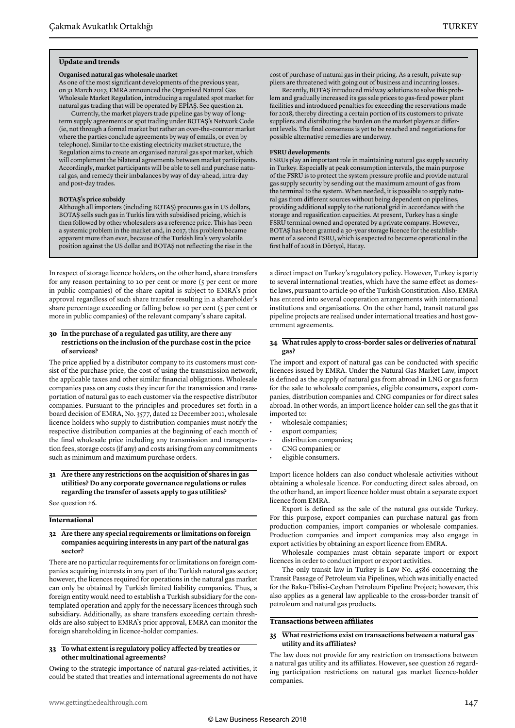### Update and trends

**Organised natural gas wholesale market**

As one of the most significant developments of the previous year, on 31 March 2017, EMRA announced the Organised Natural Gas Wholesale Market Regulation, introducing a regulated spot market for natural gas trading that will be operated by EPİAŞ. See question 21.

Currently, the market players trade pipeline gas by way of long-term supply agreements or spot trading under BOTAŞ's Network Code (ie, not through a formal market but rather an over-the-counter market where the parties conclude agreements by way of emails, or even by telephone). Similar to the existing electricity market structure, the Regulation aims to create an organised natural gas spot market, which will complement the bilateral agreements between market participants. Accordingly, market participants will be able to sell and purchase natural gas, and remedy their imbalances by way of day-ahead, intra-day and post-day trades.

**BOTAŞ's price subsidy**

Although all importers (including BOTAŞ) procures gas in US dollars, BOTAŞ sells such gas in Turkis lira with subsidised pricing, which is then followed by other wholesalers as a reference price. This has been a systemic problem in the market and, in 2017, this problem became apparent more than ever, because of the Turkish lira's very volatile position against the US dollar and BOTAŞ not reflecting the rise in the cost of purchase of natural gas in their pricing. As a result, private suppliers are threatened with going out of business and incurring losses.

Recently, BOTAŞ introduced midway solutions to solve this problem and gradually increased its gas sale prices to gas-fired power plant facilities and introduced penalties for exceeding the reservations made for 2018, thereby directing a certain portion of its customers to private suppliers and distributing the burden on the market players at different levels. The final consensus is yet to be reached and negotiations for possible alternative remedies are underway.

**FSRU developments**

FSRUs play an important role in maintaining natural gas supply security in Turkey. Especially at peak consumption intervals, the main purpose of the FSRU is to protect the system pressure profile and provide natural gas supply security by sending out the maximum amount of gas from the terminal to the system. When needed, it is possible to supply natural gas from different sources without being dependent on pipelines, providing additional supply to the national grid in accordance with the storage and regasification capacities. At present, Turkey has a single FSRU terminal owned and operated by a private company. However, BOTAŞ has been granted a 30-year storage licence for the establishment of a second FSRU, which is expected to become operational in the first half of 2018 in Dörtyol, Hatay.

In respect of storage licence holders, on the other hand, share transfers for any reason pertaining to 10 per cent or more (5 per cent or more in public companies) of the share capital is subject to EMRA's prior approval regardless of such share transfer resulting in a shareholder's share percentage exceeding or falling below 10 per cent (5 per cent or more in public companies) of the relevant company's share capital.

#### 30 In the purchase of a regulated gas utility, are there any restrictions on the inclusion of the purchase cost in the price of services?

The price applied by a distributor company to its customers must consist of the purchase price, the cost of using the transmission network, the applicable taxes and other similar financial obligations. Wholesale companies pass on any costs they incur for the transmission and transportation of natural gas to each customer via the respective distributor companies. Pursuant to the principles and procedures set forth in a board decision of EMRA, No. 3577, dated 22 December 2011, wholesale licence holders who supply to distribution companies must notify the respective distribution companies at the beginning of each month of the final wholesale price including any transmission and transportation fees, storage costs (if any) and costs arising from any commitments such as minimum and maximum purchase orders.

#### 31 Are there any restrictions on the acquisition of shares in gas utilities? Do any corporate governance regulations or rules regarding the transfer of assets apply to gas utilities?

See question 26.

### International

#### 32 Are there any special requirements or limitations on foreign companies acquiring interests in any part of the natural gas sector?

There are no particular requirements for or limitations on foreign companies acquiring interests in any part of the Turkish natural gas sector; however, the licences required for operations in the natural gas market can only be obtained by Turkish limited liability companies. Thus, a foreign entity would need to establish a Turkish subsidiary for the contemplated operation and apply for the necessary licences through such subsidiary. Additionally, as share transfers exceeding certain thresholds are also subject to EMRA's prior approval, EMRA can monitor the foreign shareholding in licence-holder companies.

#### 33 To what extent is regulatory policy affected by treaties or other multinational agreements?

Owing to the strategic importance of natural gas-related activities, it could be stated that treaties and international agreements do not have a direct impact on Turkey's regulatory policy. However, Turkey is party to several international treaties, which have the same effect as domestic laws, pursuant to article 90 of the Turkish Constitution. Also, EMRA has entered into several cooperation arrangements with international institutions and organisations. On the other hand, transit natural gas pipeline projects are realised under international treaties and host government agreements.

#### 34 What rules apply to cross-border sales or deliveries of natural gas?

The import and export of natural gas can be conducted with specific licences issued by EMRA. Under the Natural Gas Market Law, import is defined as the supply of natural gas from abroad in LNG or gas form for the sale to wholesale companies, eligible consumers, export companies, distribution companies and CNG companies or for direct sales abroad. In other words, an import licence holder can sell the gas that it imported to:

- wholesale companies;
- export companies;
- distribution companies;
- CNG companies; or
- eligible consumers.

Import licence holders can also conduct wholesale activities without obtaining a wholesale licence. For conducting direct sales abroad, on the other hand, an import licence holder must obtain a separate export licence from EMRA.

Export is defined as the sale of the natural gas outside Turkey. For this purpose, export companies can purchase natural gas from production companies, import companies or wholesale companies. Production companies and import companies may also engage in export activities by obtaining an export licence from EMRA.

Wholesale companies must obtain separate import or export licences in order to conduct import or export activities.

The only transit law in Turkey is Law No. 4586 concerning the Transit Passage of Petroleum via Pipelines, which was initially enacted for the Baku-Tbilisi-Ceyhan Petroleum Pipeline Project; however, this also applies as a general law applicable to the cross-border transit of petroleum and natural gas products.

### Transactions between affiliates

#### 35 What restrictions exist on transactions between a natural gas utility and its affiliates?

The law does not provide for any restriction on transactions between a natural gas utility and its affiliates. However, see question 26 regarding participation restrictions on natural gas market licence-holder companies.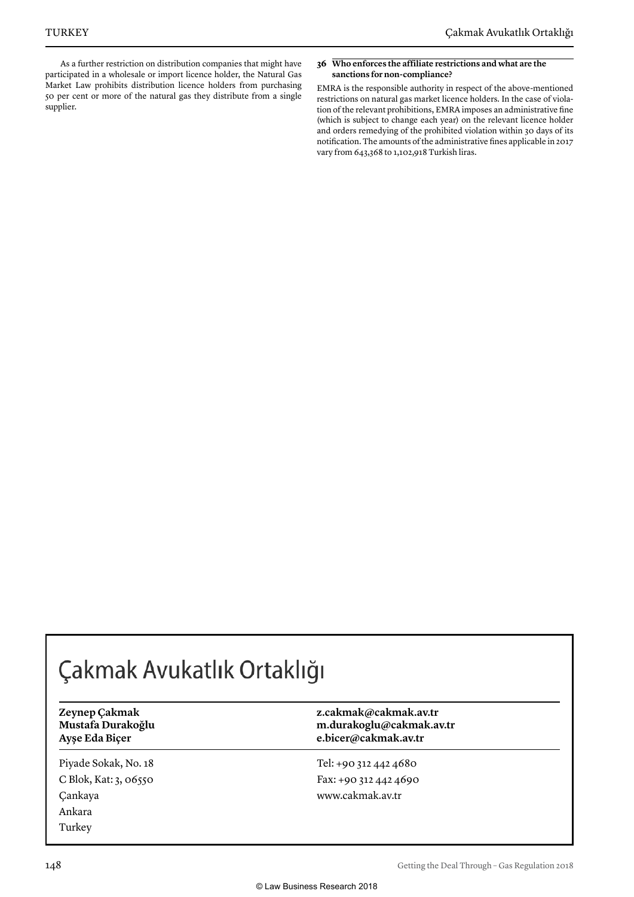As a further restriction on distribution companies that might have participated in a wholesale or import licence holder, the Natural Gas Market Law prohibits distribution licence holders from purchasing 50 per cent or more of the natural gas they distribute from a single supplier.

### 36 Who enforces the affiliate restrictions and what are the sanctions for non-compliance?

EMRA is the responsible authority in respect of the above-mentioned restrictions on natural gas market licence holders. In the case of violation of the relevant prohibitions, EMRA imposes an administrative fine (which is subject to change each year) on the relevant licence holder and orders remedying of the prohibited violation within 30 days of its notification. The amounts of the administrative fines applicable in 2017 vary from 643,368 to 1,102,918 Turkish liras.

---

# Çakmak Avukatlık Ortaklığı

| | |
|---|---|
| **Zeynep Çakmak** | **z.cakmak@cakmak.av.tr** |
| **Mustafa Durakoğlu** | **m.durakoglu@cakmak.av.tr** |
| **Ayşe Eda Biçer** | **e.bicer@cakmak.av.tr** |

Piyade Sokak, No. 18
C Blok, Kat: 3, 06550
Çankaya
Ankara
Turkey

Tel: +90 312 442 4680
Fax: +90 312 442 4690
www.cakmak.av.tr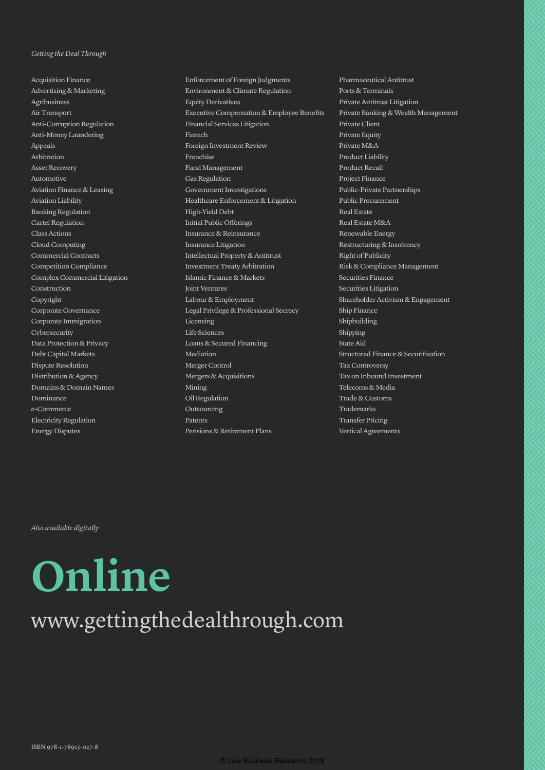*Getting the Deal Through*

Acquisition Finance
Advertising & Marketing
Agribusiness
Air Transport
Anti-Corruption Regulation
Anti-Money Laundering
Appeals
Arbitration
Asset Recovery
Automotive
Aviation Finance & Leasing
Aviation Liability
Banking Regulation
Cartel Regulation
Class Actions
Cloud Computing
Commercial Contracts
Competition Compliance
Complex Commercial Litigation
Construction
Copyright
Corporate Governance
Corporate Immigration
Cybersecurity
Data Protection & Privacy
Debt Capital Markets
Dispute Resolution
Distribution & Agency
Domains & Domain Names
Dominance
e-Commerce
Electricity Regulation
Energy Disputes
Enforcement of Foreign Judgments
Environment & Climate Regulation
Equity Derivatives
Executive Compensation & Employee Benefits
Financial Services Litigation
Fintech
Foreign Investment Review
Franchise
Fund Management
Gas Regulation
Government Investigations
Healthcare Enforcement & Litigation
High-Yield Debt
Initial Public Offerings
Insurance & Reinsurance
Insurance Litigation
Intellectual Property & Antitrust
Investment Treaty Arbitration
Islamic Finance & Markets
Joint Ventures
Labour & Employment
Legal Privilege & Professional Secrecy
Licensing
Life Sciences
Loans & Secured Financing
Mediation
Merger Control
Mergers & Acquisitions
Mining
Oil Regulation
Outsourcing
Patents
Pensions & Retirement Plans
Pharmaceutical Antitrust
Ports & Terminals
Private Antitrust Litigation
Private Banking & Wealth Management
Private Client
Private Equity
Private M&A
Product Liability
Product Recall
Project Finance
Public-Private Partnerships
Public Procurement
Real Estate
Real Estate M&A
Renewable Energy
Restructuring & Insolvency
Right of Publicity
Risk & Compliance Management
Securities Finance
Securities Litigation
Shareholder Activism & Engagement
Ship Finance
Shipbuilding
Shipping
State Aid
Structured Finance & Securitisation
Tax Controversy
Tax on Inbound Investment
Telecoms & Media
Trade & Customs
Trademarks
Transfer Pricing
Vertical Agreements

*Also available digitally*

# Online

www.gettingthedealthrough.com

ISBN 978-1-78915-027-8

© Law Business Research 2018